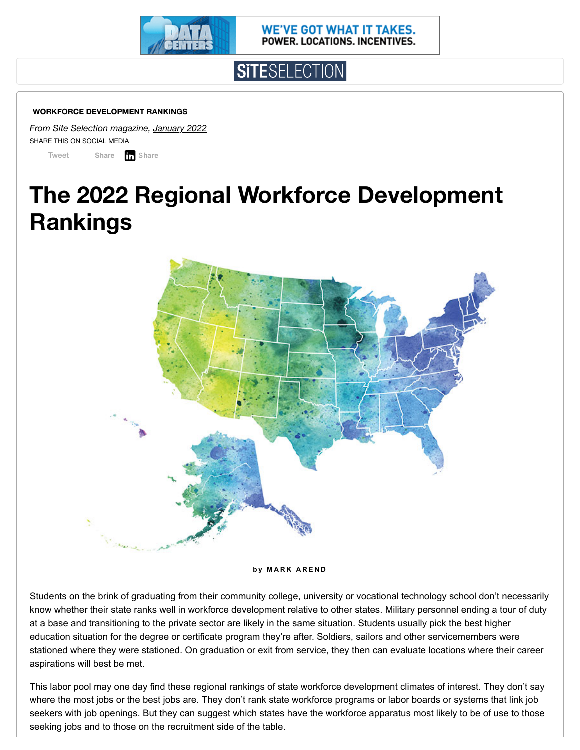WE'VE GOT WHAT IT TAKES. POWER. LOCATIONS. INCENTIVES.

SITESELECTION

**WORKFORCE DEVELOPMENT RANKINGS**

*From Site Selection magazine, January 2022*

SHARE THIS ON SOCIAL MEDIA

Tweet Share Share

# The 2022 Regional Workforce Development Rankings

**by MARK AREND**

Students on the brink of graduating from their community college, university or vocational technology school don't necessarily know whether their state ranks well in workforce development relative to other states. Military personnel ending a tour of duty at a base and transitioning to the private sector are likely in the same situation. Students usually pick the best higher education situation for the degree or certificate program they're after. Soldiers, sailors and other servicemembers were stationed where they were stationed. On graduation or exit from service, they then can evaluate locations where their career aspirations will best be met.

This labor pool may one day find these regional rankings of state workforce development climates of interest. They don't say where the most jobs or the best jobs are. They don't rank state workforce programs or labor boards or systems that link job seekers with job openings. But they can suggest which states have the workforce apparatus most likely to be of use to those seeking jobs and to those on the recruitment side of the table.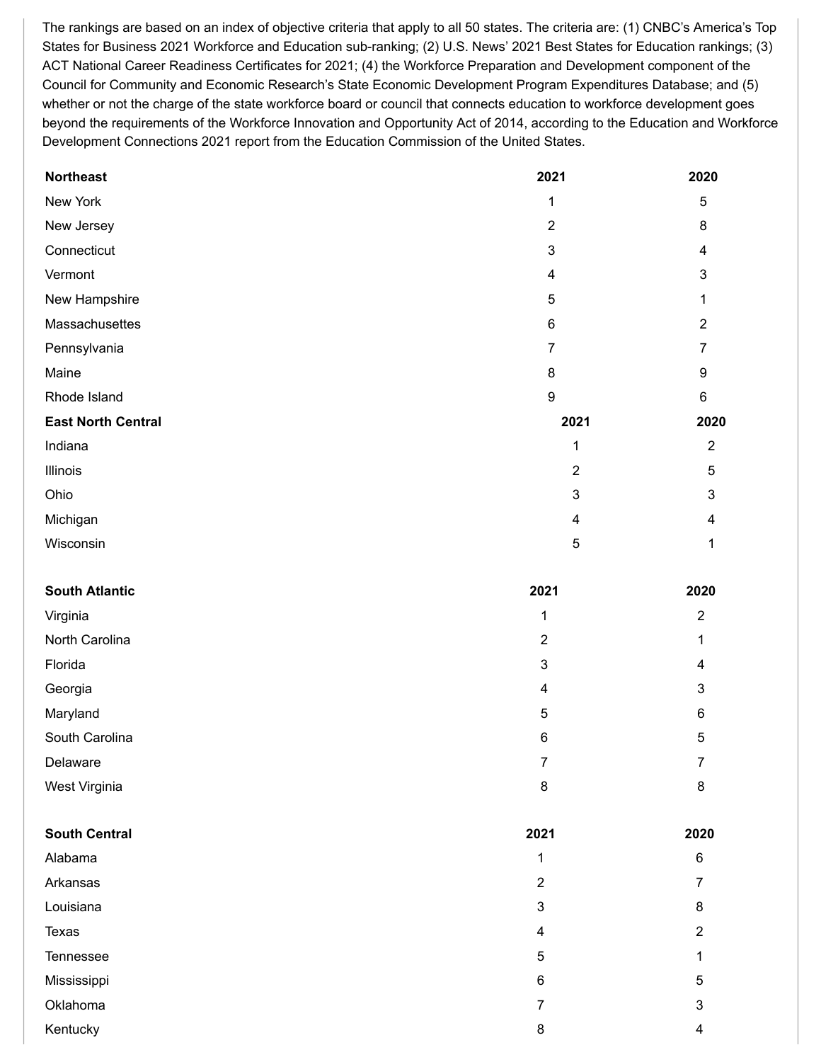The rankings are based on an index of objective criteria that apply to all 50 states. The criteria are: (1) CNBC's America's Top States for Business 2021 Workforce and Education sub-ranking; (2) U.S. News' 2021 Best States for Education rankings; (3) ACT National Career Readiness Certificates for 2021; (4) the Workforce Preparation and Development component of the Council for Community and Economic Research's State Economic Development Program Expenditures Database; and (5) whether or not the charge of the state workforce board or council that connects education to workforce development goes beyond the requirements of the Workforce Innovation and Opportunity Act of 2014, according to the Education and Workforce Development Connections 2021 report from the Education Commission of the United States.

| **Northeast** | **2021** | **2020** |
|---|---|---|
| New York | 1 | 5 |
| New Jersey | 2 | 8 |
| Connecticut | 3 | 4 |
| Vermont | 4 | 3 |
| New Hampshire | 5 | 1 |
| Massachusettes | 6 | 2 |
| Pennsylvania | 7 | 7 |
| Maine | 8 | 9 |
| Rhode Island | 9 | 6 |

| **East North Central** | **2021** | **2020** |
|---|---|---|
| Indiana | 1 | 2 |
| Illinois | 2 | 5 |
| Ohio | 3 | 3 |
| Michigan | 4 | 4 |
| Wisconsin | 5 | 1 |

| **South Atlantic** | **2021** | **2020** |
|---|---|---|
| Virginia | 1 | 2 |
| North Carolina | 2 | 1 |
| Florida | 3 | 4 |
| Georgia | 4 | 3 |
| Maryland | 5 | 6 |
| South Carolina | 6 | 5 |
| Delaware | 7 | 7 |
| West Virginia | 8 | 8 |

| **South Central** | **2021** | **2020** |
|---|---|---|
| Alabama | 1 | 6 |
| Arkansas | 2 | 7 |
| Louisiana | 3 | 8 |
| Texas | 4 | 2 |
| Tennessee | 5 | 1 |
| Mississippi | 6 | 5 |
| Oklahoma | 7 | 3 |
| Kentucky | 8 | 4 |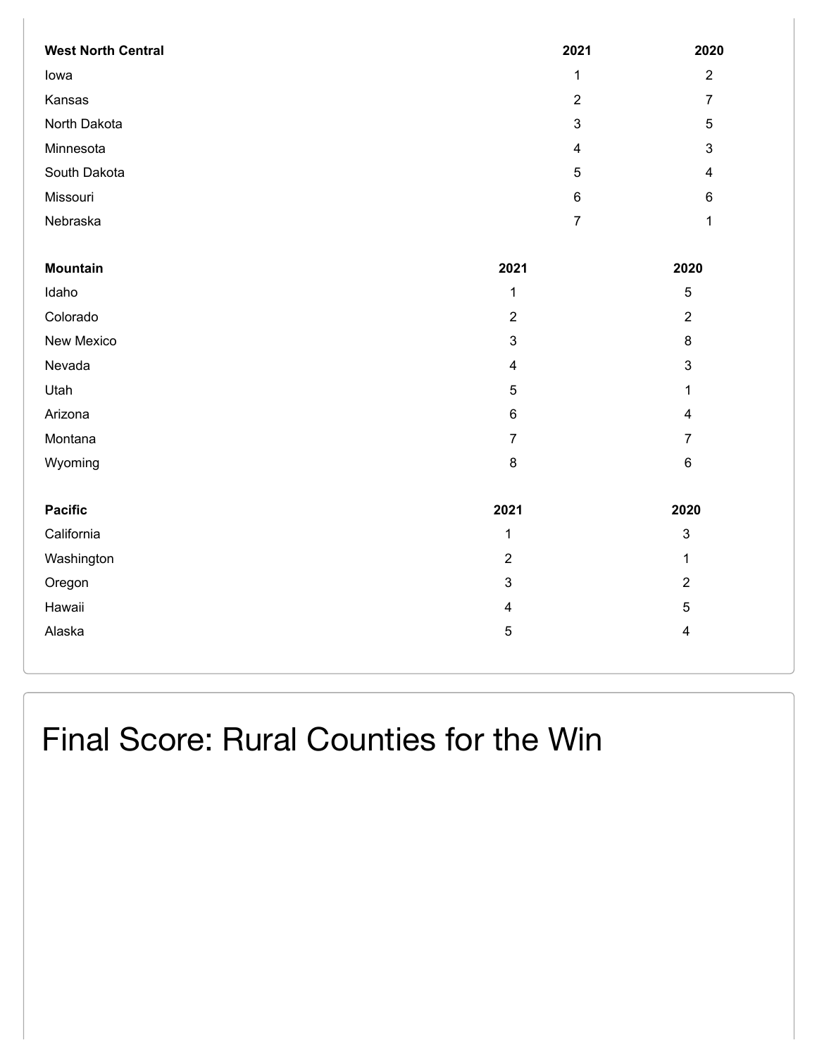| West North Central | 2021 | 2020 |
| --- | --- | --- |
| Iowa | 1 | 2 |
| Kansas | 2 | 7 |
| North Dakota | 3 | 5 |
| Minnesota | 4 | 3 |
| South Dakota | 5 | 4 |
| Missouri | 6 | 6 |
| Nebraska | 7 | 1 |

| Mountain | 2021 | 2020 |
| --- | --- | --- |
| Idaho | 1 | 5 |
| Colorado | 2 | 2 |
| New Mexico | 3 | 8 |
| Nevada | 4 | 3 |
| Utah | 5 | 1 |
| Arizona | 6 | 4 |
| Montana | 7 | 7 |
| Wyoming | 8 | 6 |

| Pacific | 2021 | 2020 |
| --- | --- | --- |
| California | 1 | 3 |
| Washington | 2 | 1 |
| Oregon | 3 | 2 |
| Hawaii | 4 | 5 |
| Alaska | 5 | 4 |

# Final Score: Rural Counties for the Win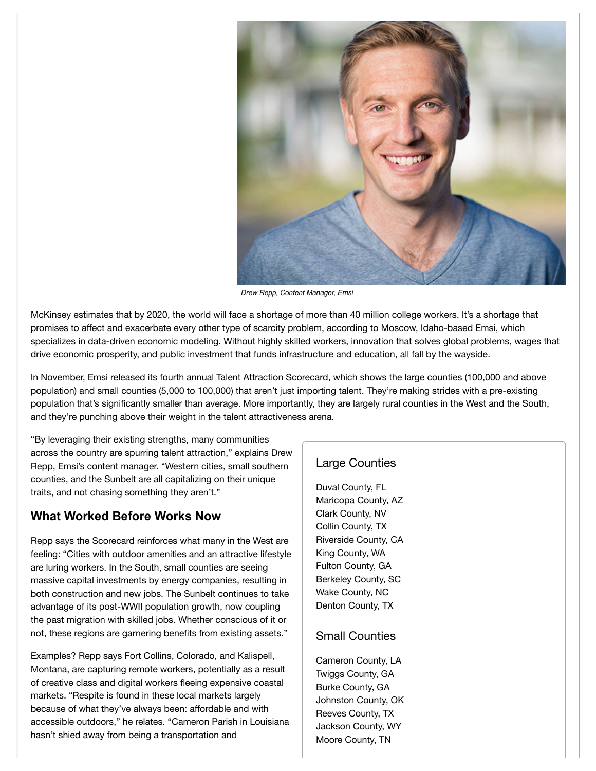*Drew Repp, Content Manager, Emsi*

McKinsey estimates that by 2020, the world will face a shortage of more than 40 million college workers. It's a shortage that promises to affect and exacerbate every other type of scarcity problem, according to Moscow, Idaho-based Emsi, which specializes in data-driven economic modeling. Without highly skilled workers, innovation that solves global problems, wages that drive economic prosperity, and public investment that funds infrastructure and education, all fall by the wayside.

In November, Emsi released its fourth annual Talent Attraction Scorecard, which shows the large counties (100,000 and above population) and small counties (5,000 to 100,000) that aren't just importing talent. They're making strides with a pre-existing population that's significantly smaller than average. More importantly, they are largely rural counties in the West and the South, and they're punching above their weight in the talent attractiveness arena.

"By leveraging their existing strengths, many communities across the country are spurring talent attraction," explains Drew Repp, Emsi's content manager. "Western cities, small southern counties, and the Sunbelt are all capitalizing on their unique traits, and not chasing something they aren't."

## What Worked Before Works Now

Repp says the Scorecard reinforces what many in the West are feeling: "Cities with outdoor amenities and an attractive lifestyle are luring workers. In the South, small counties are seeing massive capital investments by energy companies, resulting in both construction and new jobs. The Sunbelt continues to take advantage of its post-WWII population growth, now coupling the past migration with skilled jobs. Whether conscious of it or not, these regions are garnering benefits from existing assets."

Examples? Repp says Fort Collins, Colorado, and Kalispell, Montana, are capturing remote workers, potentially as a result of creative class and digital workers fleeing expensive coastal markets. "Respite is found in these local markets largely because of what they've always been: affordable and with accessible outdoors," he relates. "Cameron Parish in Louisiana hasn't shied away from being a transportation and

### Large Counties

Duval County, FL
Maricopa County, AZ
Clark County, NV
Collin County, TX
Riverside County, CA
King County, WA
Fulton County, GA
Berkeley County, SC
Wake County, NC
Denton County, TX

### Small Counties

Cameron County, LA
Twiggs County, GA
Burke County, GA
Johnston County, OK
Reeves County, TX
Jackson County, WY
Moore County, TN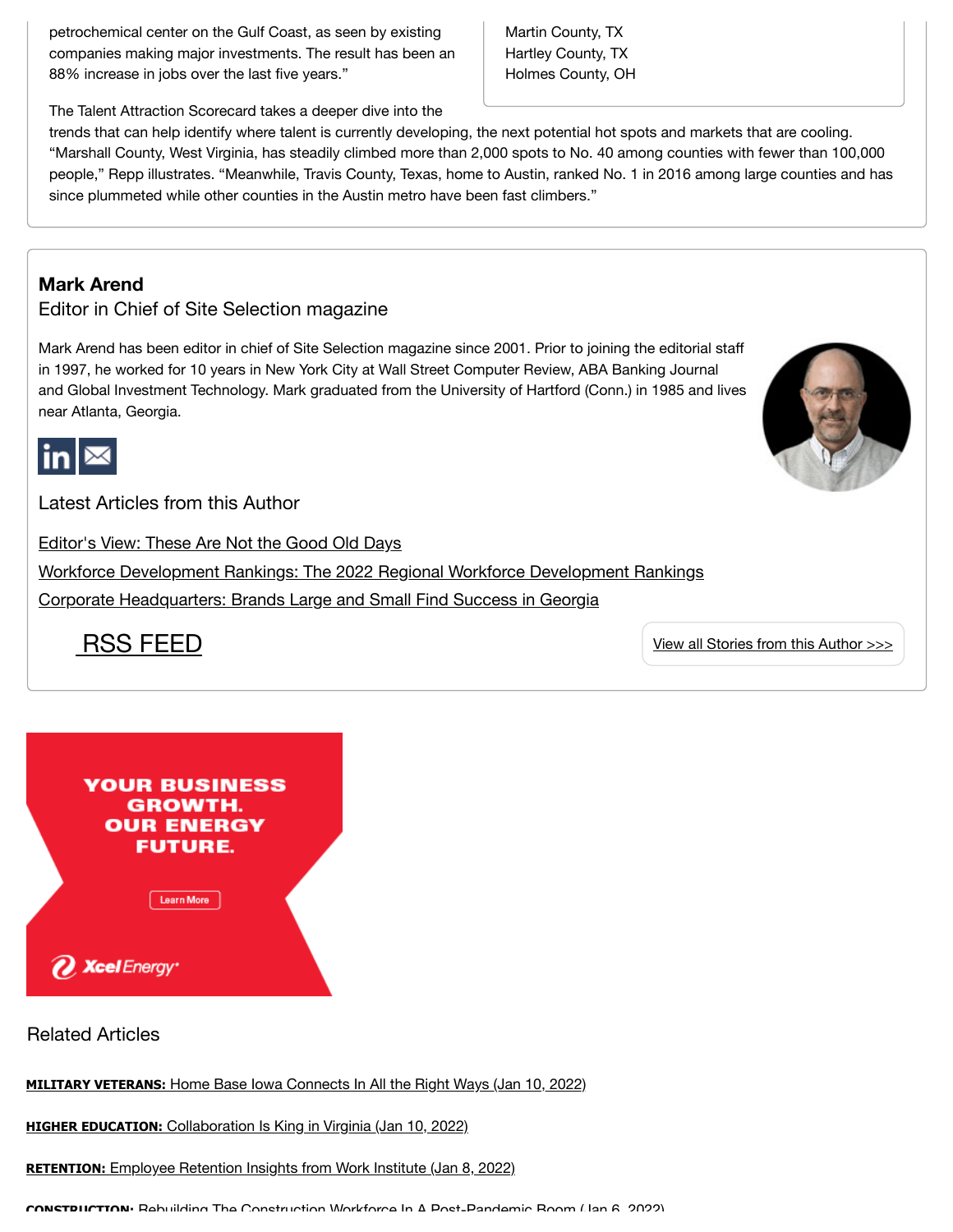petrochemical center on the Gulf Coast, as seen by existing companies making major investments. The result has been an 88% increase in jobs over the last five years."

Martin County, TX
Hartley County, TX
Holmes County, OH

The Talent Attraction Scorecard takes a deeper dive into the trends that can help identify where talent is currently developing, the next potential hot spots and markets that are cooling. "Marshall County, West Virginia, has steadily climbed more than 2,000 spots to No. 40 among counties with fewer than 100,000 people," Repp illustrates. "Meanwhile, Travis County, Texas, home to Austin, ranked No. 1 in 2016 among large counties and has since plummeted while other counties in the Austin metro have been fast climbers."

**Mark Arend**
Editor in Chief of Site Selection magazine

Mark Arend has been editor in chief of Site Selection magazine since 2001. Prior to joining the editorial staff in 1997, he worked for 10 years in New York City at Wall Street Computer Review, ABA Banking Journal and Global Investment Technology. Mark graduated from the University of Hartford (Conn.) in 1985 and lives near Atlanta, Georgia.

Latest Articles from this Author

Editor's View: These Are Not the Good Old Days
Workforce Development Rankings: The 2022 Regional Workforce Development Rankings
Corporate Headquarters: Brands Large and Small Find Success in Georgia

RSS FEED

View all Stories from this Author >>>

YOUR BUSINESS GROWTH. OUR ENERGY FUTURE.
Learn More
Xcel Energy

Related Articles

**MILITARY VETERANS:** Home Base Iowa Connects In All the Right Ways (Jan 10, 2022)

**HIGHER EDUCATION:** Collaboration Is King in Virginia (Jan 10, 2022)

**RETENTION:** Employee Retention Insights from Work Institute (Jan 8, 2022)

**CONSTRUCTION:** Rebuilding The Construction Workforce In A Post-Pandemic Boom (Jan 6, 2022)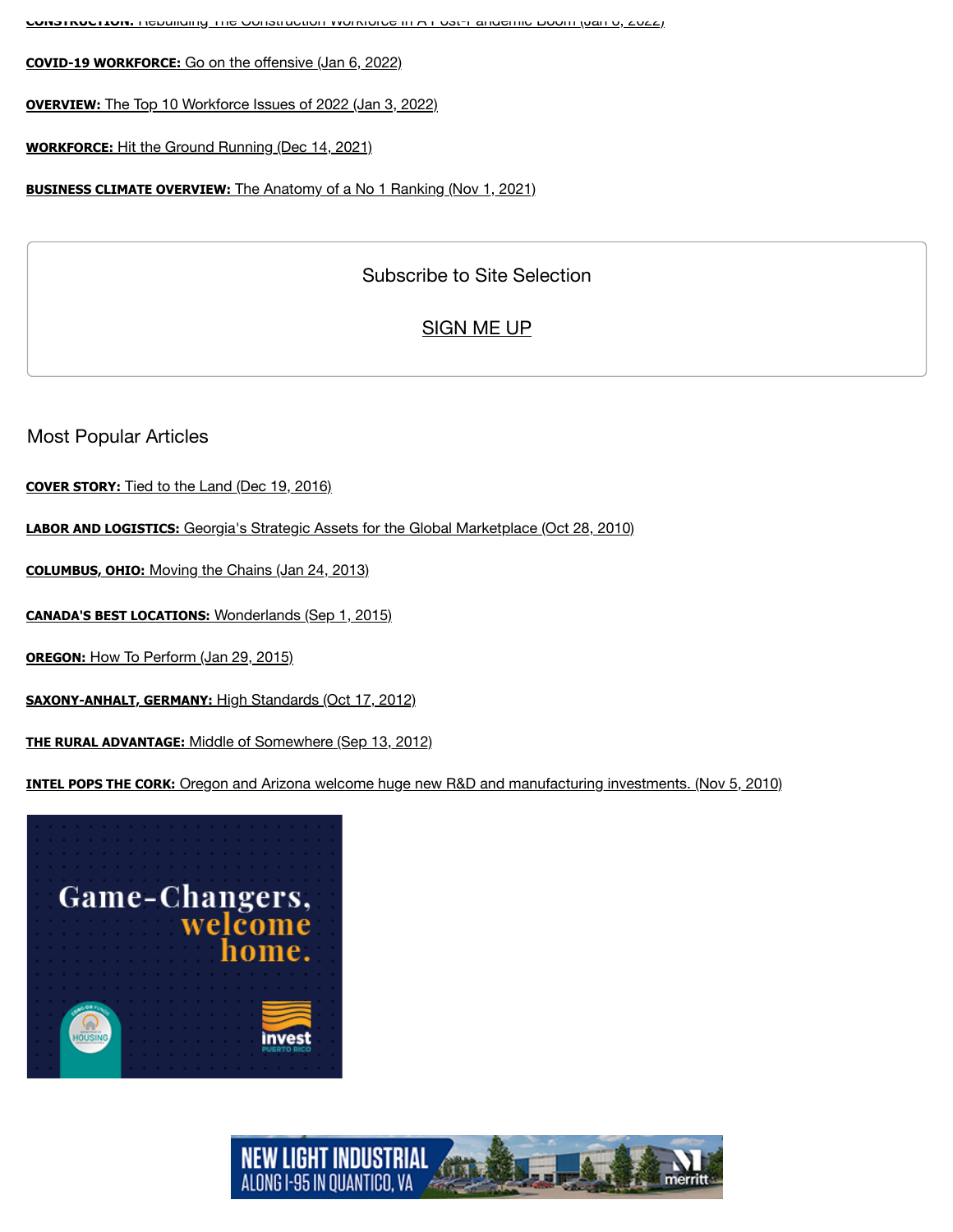**CONSTRUCTION:** Rebuilding The Construction Workforce In A Post-Pandemic Boom (Jan 6, 2022)

**COVID-19 WORKFORCE:** Go on the offensive (Jan 6, 2022)

**OVERVIEW:** The Top 10 Workforce Issues of 2022 (Jan 3, 2022)

**WORKFORCE:** Hit the Ground Running (Dec 14, 2021)

**BUSINESS CLIMATE OVERVIEW:** The Anatomy of a No 1 Ranking (Nov 1, 2021)

Subscribe to Site Selection

SIGN ME UP

## Most Popular Articles

**COVER STORY:** Tied to the Land (Dec 19, 2016)

**LABOR AND LOGISTICS:** Georgia's Strategic Assets for the Global Marketplace (Oct 28, 2010)

**COLUMBUS, OHIO:** Moving the Chains (Jan 24, 2013)

**CANADA'S BEST LOCATIONS:** Wonderlands (Sep 1, 2015)

**OREGON:** How To Perform (Jan 29, 2015)

**SAXONY-ANHALT, GERMANY:** High Standards (Oct 17, 2012)

**THE RURAL ADVANTAGE:** Middle of Somewhere (Sep 13, 2012)

**INTEL POPS THE CORK:** Oregon and Arizona welcome huge new R&D and manufacturing investments. (Nov 5, 2010)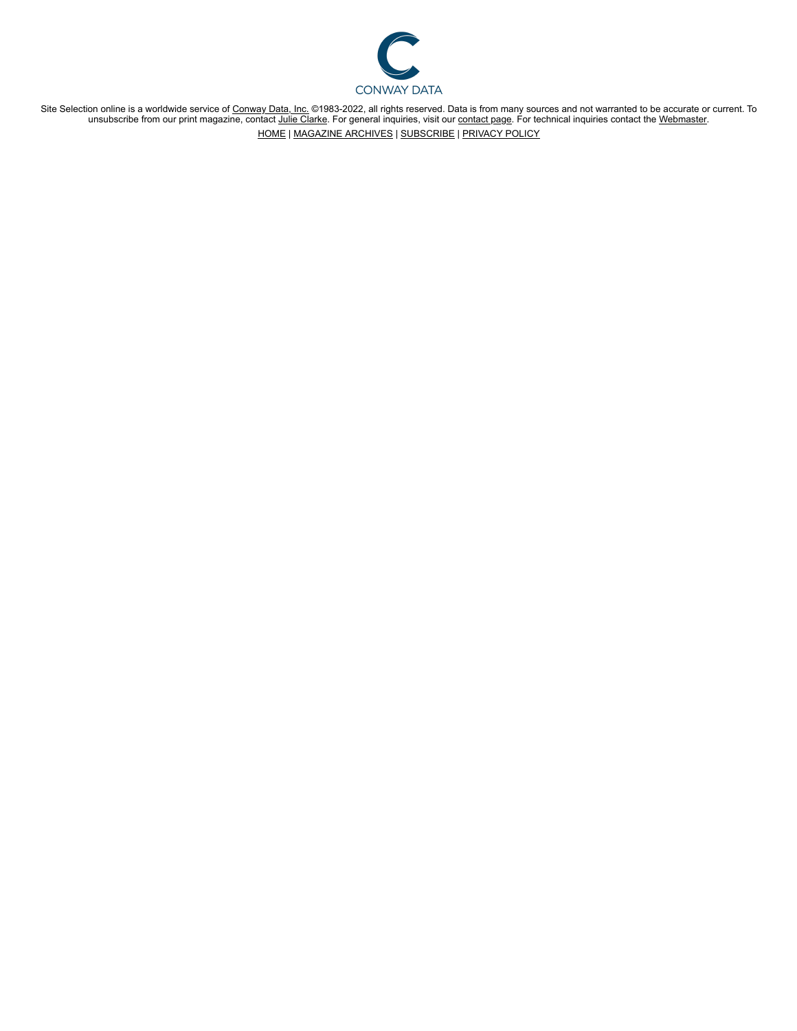CONWAY DATA

Site Selection online is a worldwide service of Conway Data, Inc. ©1983-2022, all rights reserved. Data is from many sources and not warranted to be accurate or current. To unsubscribe from our print magazine, contact Julie Clarke. For general inquiries, visit our contact page. For technical inquiries contact the Webmaster.

HOME | MAGAZINE ARCHIVES | SUBSCRIBE | PRIVACY POLICY